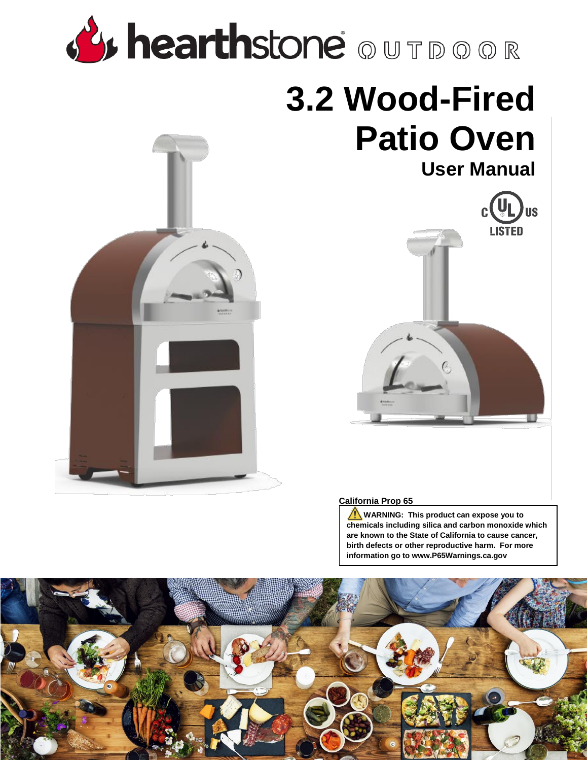hearthstone OUTDOOR

# 3.2 Wood-Fired Patio Oven

## User Manual

c UL us LISTED

**California Prop 65**

**⚠ WARNING: This product can expose you to chemicals including silica and carbon monoxide which are known to the State of California to cause cancer, birth defects or other reproductive harm. For more information go to www.P65Warnings.ca.gov**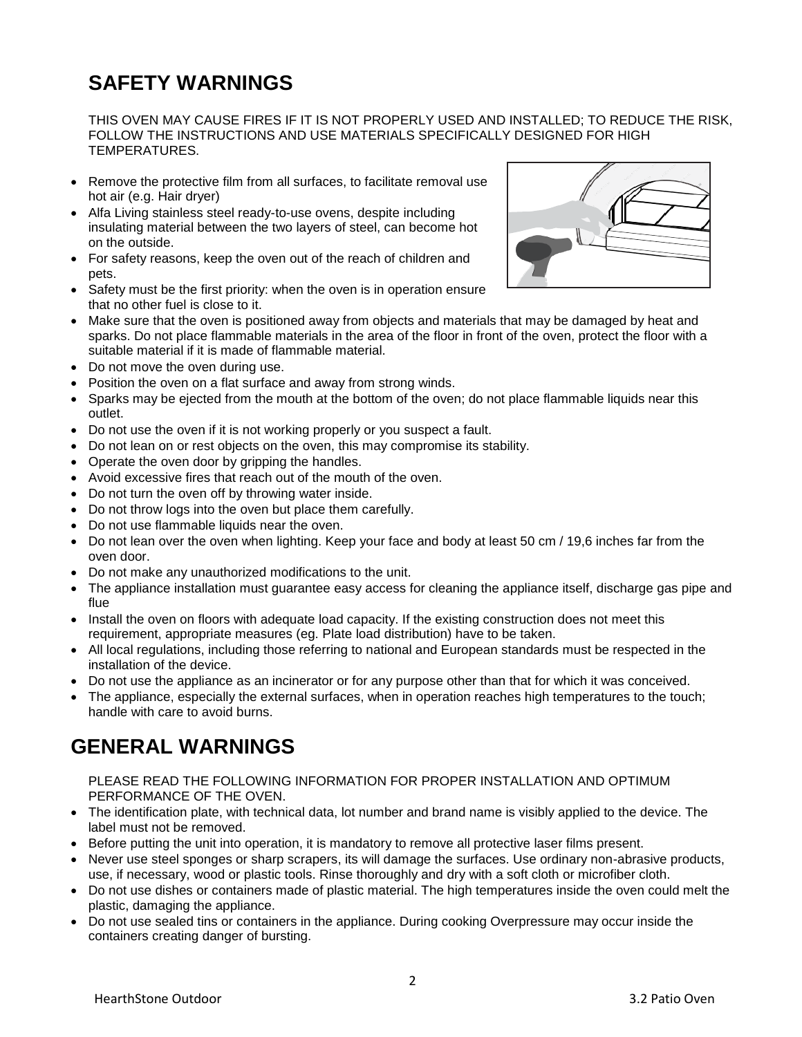## SAFETY WARNINGS

THIS OVEN MAY CAUSE FIRES IF IT IS NOT PROPERLY USED AND INSTALLED; TO REDUCE THE RISK, FOLLOW THE INSTRUCTIONS AND USE MATERIALS SPECIFICALLY DESIGNED FOR HIGH TEMPERATURES.

- Remove the protective film from all surfaces, to facilitate removal use hot air (e.g. Hair dryer)
- Alfa Living stainless steel ready-to-use ovens, despite including insulating material between the two layers of steel, can become hot on the outside.
- For safety reasons, keep the oven out of the reach of children and pets.
- Safety must be the first priority: when the oven is in operation ensure that no other fuel is close to it.
- Make sure that the oven is positioned away from objects and materials that may be damaged by heat and sparks. Do not place flammable materials in the area of the floor in front of the oven, protect the floor with a suitable material if it is made of flammable material.
- Do not move the oven during use.
- Position the oven on a flat surface and away from strong winds.
- Sparks may be ejected from the mouth at the bottom of the oven; do not place flammable liquids near this outlet.
- Do not use the oven if it is not working properly or you suspect a fault.
- Do not lean on or rest objects on the oven, this may compromise its stability.
- Operate the oven door by gripping the handles.
- Avoid excessive fires that reach out of the mouth of the oven.
- Do not turn the oven off by throwing water inside.
- Do not throw logs into the oven but place them carefully.
- Do not use flammable liquids near the oven.
- Do not lean over the oven when lighting. Keep your face and body at least 50 cm / 19,6 inches far from the oven door.
- Do not make any unauthorized modifications to the unit.
- The appliance installation must guarantee easy access for cleaning the appliance itself, discharge gas pipe and flue
- Install the oven on floors with adequate load capacity. If the existing construction does not meet this requirement, appropriate measures (eg. Plate load distribution) have to be taken.
- All local regulations, including those referring to national and European standards must be respected in the installation of the device.
- Do not use the appliance as an incinerator or for any purpose other than that for which it was conceived.
- The appliance, especially the external surfaces, when in operation reaches high temperatures to the touch; handle with care to avoid burns.

## GENERAL WARNINGS

PLEASE READ THE FOLLOWING INFORMATION FOR PROPER INSTALLATION AND OPTIMUM PERFORMANCE OF THE OVEN.

- The identification plate, with technical data, lot number and brand name is visibly applied to the device. The label must not be removed.
- Before putting the unit into operation, it is mandatory to remove all protective laser films present.
- Never use steel sponges or sharp scrapers, its will damage the surfaces. Use ordinary non-abrasive products, use, if necessary, wood or plastic tools. Rinse thoroughly and dry with a soft cloth or microfiber cloth.
- Do not use dishes or containers made of plastic material. The high temperatures inside the oven could melt the plastic, damaging the appliance.
- Do not use sealed tins or containers in the appliance. During cooking Overpressure may occur inside the containers creating danger of bursting.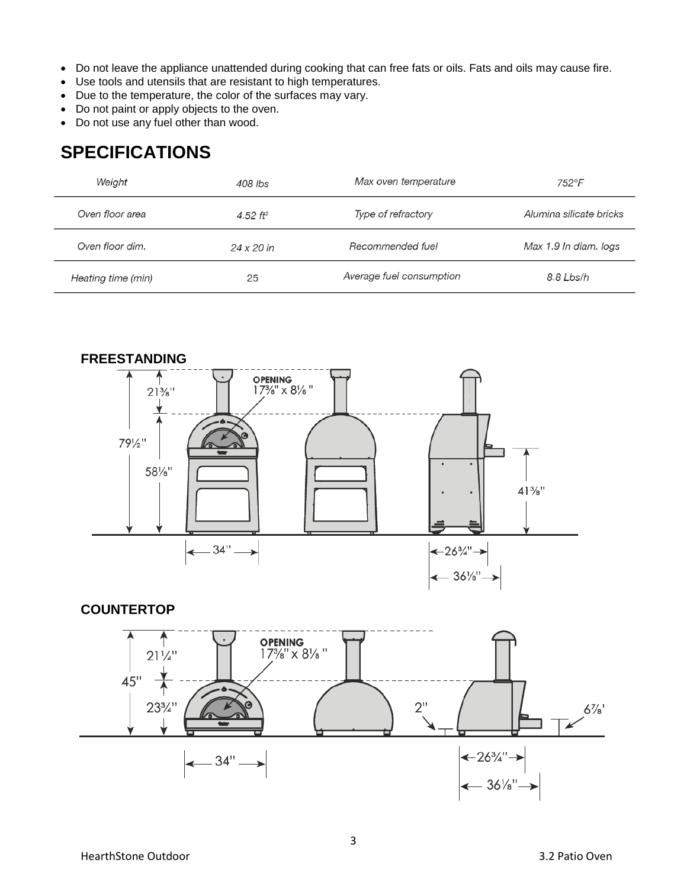- Do not leave the appliance unattended during cooking that can free fats or oils. Fats and oils may cause fire.
- Use tools and utensils that are resistant to high temperatures.
- Due to the temperature, the color of the surfaces may vary.
- Do not paint or apply objects to the oven.
- Do not use any fuel other than wood.

# SPECIFICATIONS

| Weight | 408 lbs | Max oven temperature | 752°F |
|---|---|---|---|
| Oven floor area | 4.52 ft² | Type of refractory | Alumina silicate bricks |
| Oven floor dim. | 24 x 20 in | Recommended fuel | Max 1.9 In diam. logs |
| Heating time (min) | 25 | Average fuel consumption | 8.8 Lbs/h |

**FREESTANDING**

OPENING 17⅜" x 8⅛"

21⅜" | 79½" | 58⅛" | 41⅜" | 34" | 26¾" | 36⅛"

**COUNTERTOP**

OPENING 17⅜" x 8⅛"

21¼" | 45" | 23¾" | 2" | 6⅞" | 34" | 26¾" | 36⅛"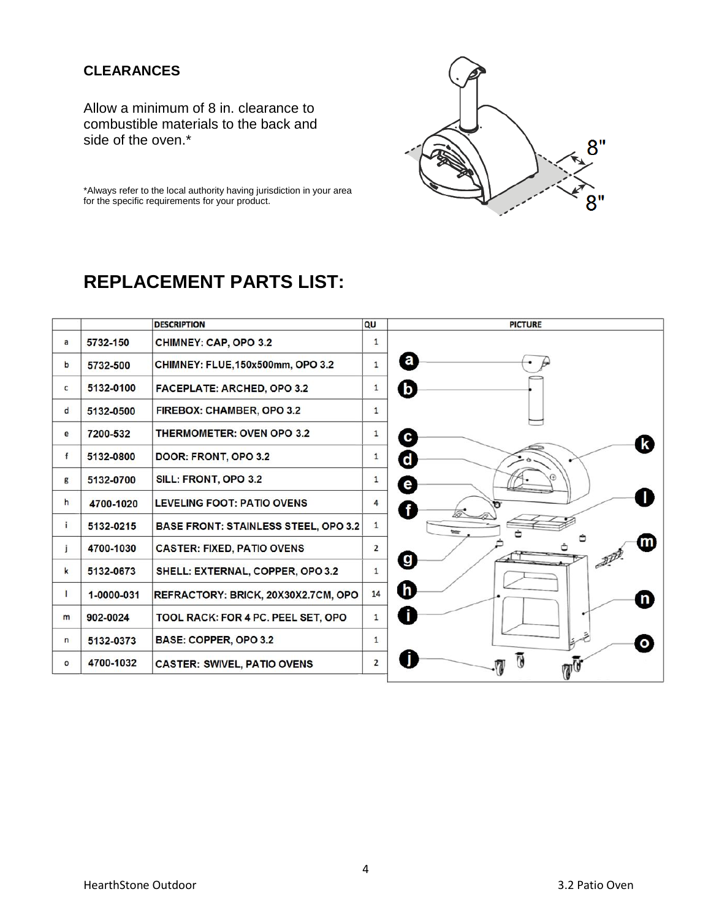## CLEARANCES

Allow a minimum of 8 in. clearance to combustible materials to the back and side of the oven.*

*Always refer to the local authority having jurisdiction in your area for the specific requirements for your product.

# REPLACEMENT PARTS LIST:

| | | DESCRIPTION | QU |
|---|---|---|---|
| a | 5732-150 | CHIMNEY: CAP, OPO 3.2 | 1 |
| b | 5732-500 | CHIMNEY: FLUE,150x500mm, OPO 3.2 | 1 |
| c | 5132-0100 | FACEPLATE: ARCHED, OPO 3.2 | 1 |
| d | 5132-0500 | FIREBOX: CHAMBER, OPO 3.2 | 1 |
| e | 7200-532 | THERMOMETER: OVEN OPO 3.2 | 1 |
| f | 5132-0800 | DOOR: FRONT, OPO 3.2 | 1 |
| g | 5132-0700 | SILL: FRONT, OPO 3.2 | 1 |
| h | 4700-1020 | LEVELING FOOT: PATIO OVENS | 4 |
| i | 5132-0215 | BASE FRONT: STAINLESS STEEL, OPO 3.2 | 1 |
| j | 4700-1030 | CASTER: FIXED, PATIO OVENS | 2 |
| k | 5132-0673 | SHELL: EXTERNAL, COPPER, OPO 3.2 | 1 |
| l | 1-0000-031 | REFRACTORY: BRICK, 20X30X2.7CM, OPO | 14 |
| m | 902-0024 | TOOL RACK: FOR 4 PC. PEEL SET, OPO | 1 |
| n | 5132-0373 | BASE: COPPER, OPO 3.2 | 1 |
| o | 4700-1032 | CASTER: SWIVEL, PATIO OVENS | 2 |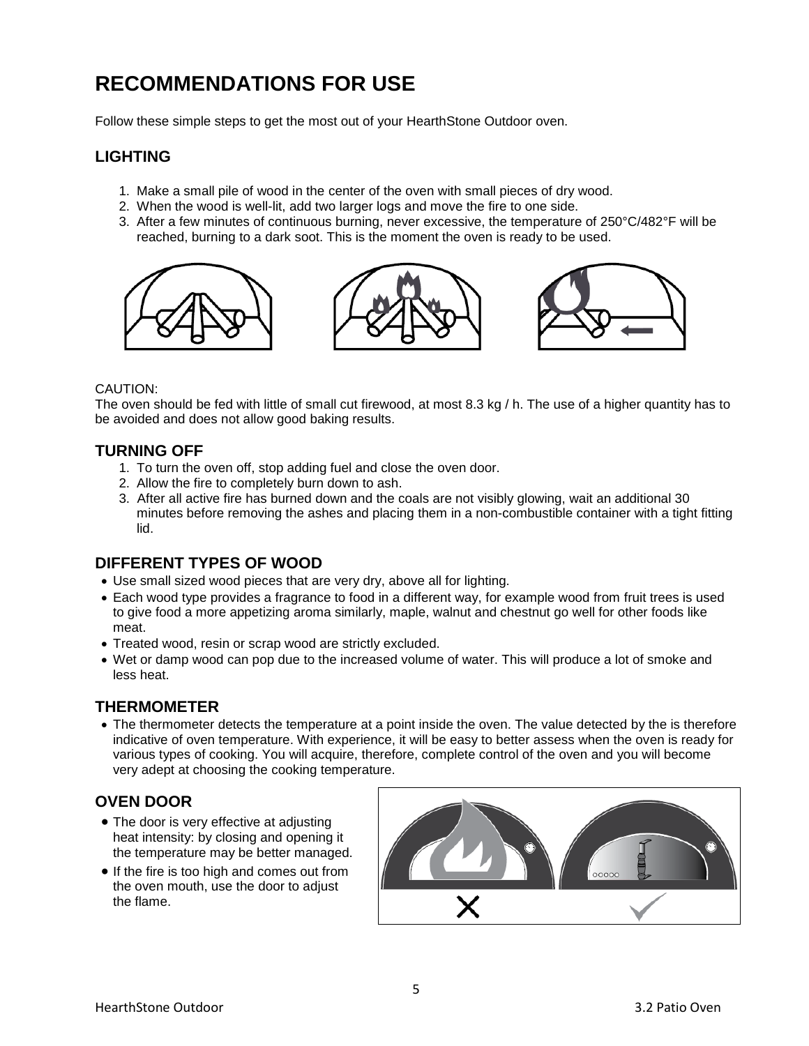# RECOMMENDATIONS FOR USE

Follow these simple steps to get the most out of your HearthStone Outdoor oven.

## LIGHTING

1. Make a small pile of wood in the center of the oven with small pieces of dry wood.
2. When the wood is well-lit, add two larger logs and move the fire to one side.
3. After a few minutes of continuous burning, never excessive, the temperature of 250°C/482°F will be reached, burning to a dark soot. This is the moment the oven is ready to be used.

CAUTION:
The oven should be fed with little of small cut firewood, at most 8.3 kg / h. The use of a higher quantity has to be avoided and does not allow good baking results.

## TURNING OFF

1. To turn the oven off, stop adding fuel and close the oven door.
2. Allow the fire to completely burn down to ash.
3. After all active fire has burned down and the coals are not visibly glowing, wait an additional 30 minutes before removing the ashes and placing them in a non-combustible container with a tight fitting lid.

## DIFFERENT TYPES OF WOOD

- Use small sized wood pieces that are very dry, above all for lighting.
- Each wood type provides a fragrance to food in a different way, for example wood from fruit trees is used to give food a more appetizing aroma similarly, maple, walnut and chestnut go well for other foods like meat.
- Treated wood, resin or scrap wood are strictly excluded.
- Wet or damp wood can pop due to the increased volume of water. This will produce a lot of smoke and less heat.

## THERMOMETER

- The thermometer detects the temperature at a point inside the oven. The value detected by the is therefore indicative of oven temperature. With experience, it will be easy to better assess when the oven is ready for various types of cooking. You will acquire, therefore, complete control of the oven and you will become very adept at choosing the cooking temperature.

## OVEN DOOR

- The door is very effective at adjusting heat intensity: by closing and opening it the temperature may be better managed.
- If the fire is too high and comes out from the oven mouth, use the door to adjust the flame.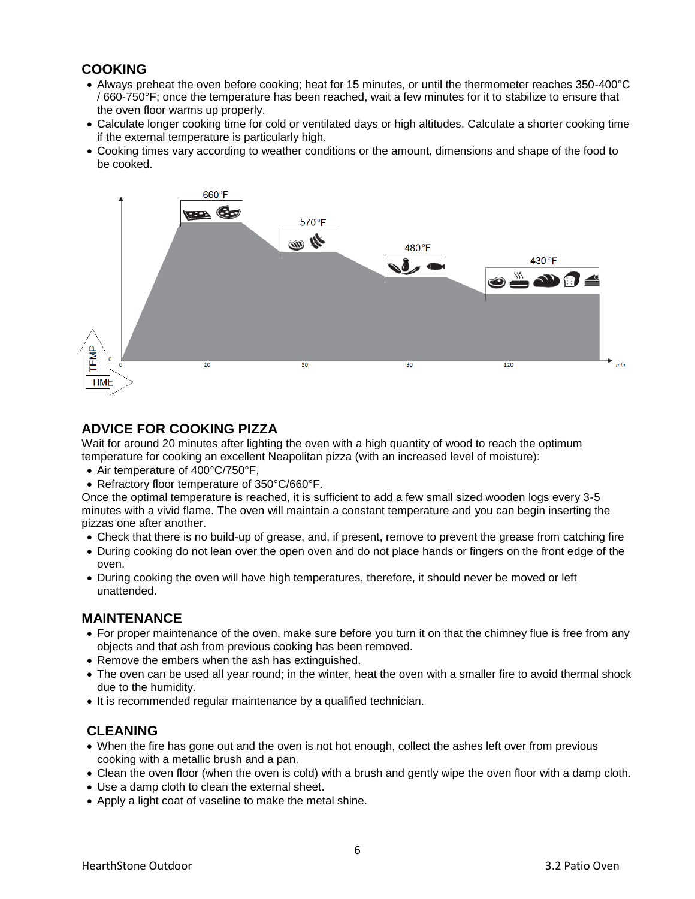## COOKING

- Always preheat the oven before cooking; heat for 15 minutes, or until the thermometer reaches 350-400°C / 660-750°F; once the temperature has been reached, wait a few minutes for it to stabilize to ensure that the oven floor warms up properly.
- Calculate longer cooking time for cold or ventilated days or high altitudes. Calculate a shorter cooking time if the external temperature is particularly high.
- Cooking times vary according to weather conditions or the amount, dimensions and shape of the food to be cooked.

## ADVICE FOR COOKING PIZZA

Wait for around 20 minutes after lighting the oven with a high quantity of wood to reach the optimum temperature for cooking an excellent Neapolitan pizza (with an increased level of moisture):

- Air temperature of 400°C/750°F,
- Refractory floor temperature of 350°C/660°F.

Once the optimal temperature is reached, it is sufficient to add a few small sized wooden logs every 3-5 minutes with a vivid flame. The oven will maintain a constant temperature and you can begin inserting the pizzas one after another.

- Check that there is no build-up of grease, and, if present, remove to prevent the grease from catching fire
- During cooking do not lean over the open oven and do not place hands or fingers on the front edge of the oven.
- During cooking the oven will have high temperatures, therefore, it should never be moved or left unattended.

## MAINTENANCE

- For proper maintenance of the oven, make sure before you turn it on that the chimney flue is free from any objects and that ash from previous cooking has been removed.
- Remove the embers when the ash has extinguished.
- The oven can be used all year round; in the winter, heat the oven with a smaller fire to avoid thermal shock due to the humidity.
- It is recommended regular maintenance by a qualified technician.

## CLEANING

- When the fire has gone out and the oven is not hot enough, collect the ashes left over from previous cooking with a metallic brush and a pan.
- Clean the oven floor (when the oven is cold) with a brush and gently wipe the oven floor with a damp cloth.
- Use a damp cloth to clean the external sheet.
- Apply a light coat of vaseline to make the metal shine.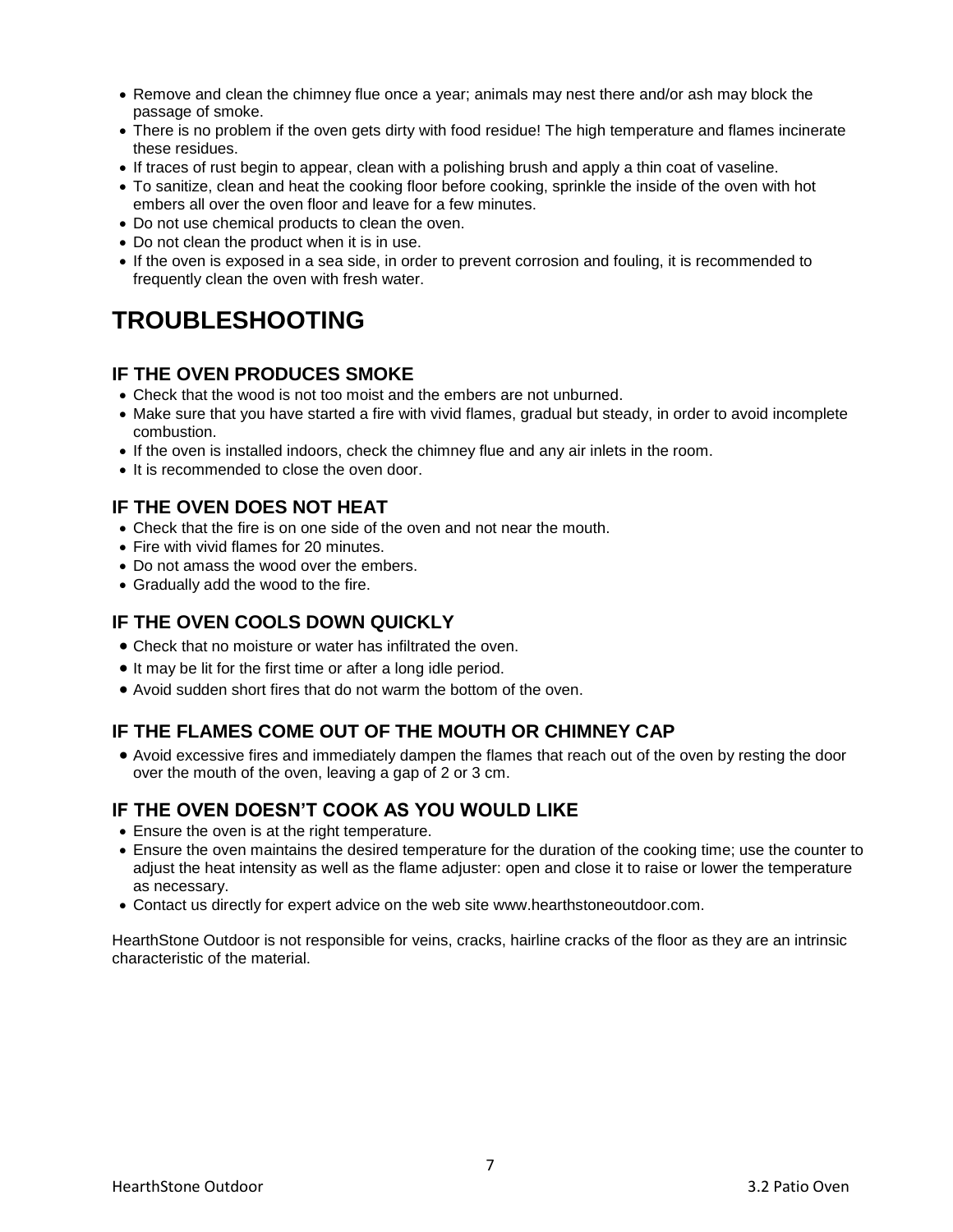- Remove and clean the chimney flue once a year; animals may nest there and/or ash may block the passage of smoke.
- There is no problem if the oven gets dirty with food residue! The high temperature and flames incinerate these residues.
- If traces of rust begin to appear, clean with a polishing brush and apply a thin coat of vaseline.
- To sanitize, clean and heat the cooking floor before cooking, sprinkle the inside of the oven with hot embers all over the oven floor and leave for a few minutes.
- Do not use chemical products to clean the oven.
- Do not clean the product when it is in use.
- If the oven is exposed in a sea side, in order to prevent corrosion and fouling, it is recommended to frequently clean the oven with fresh water.

# TROUBLESHOOTING

## IF THE OVEN PRODUCES SMOKE

- Check that the wood is not too moist and the embers are not unburned.
- Make sure that you have started a fire with vivid flames, gradual but steady, in order to avoid incomplete combustion.
- If the oven is installed indoors, check the chimney flue and any air inlets in the room.
- It is recommended to close the oven door.

## IF THE OVEN DOES NOT HEAT

- Check that the fire is on one side of the oven and not near the mouth.
- Fire with vivid flames for 20 minutes.
- Do not amass the wood over the embers.
- Gradually add the wood to the fire.

## IF THE OVEN COOLS DOWN QUICKLY

- Check that no moisture or water has infiltrated the oven.
- It may be lit for the first time or after a long idle period.
- Avoid sudden short fires that do not warm the bottom of the oven.

## IF THE FLAMES COME OUT OF THE MOUTH OR CHIMNEY CAP

- Avoid excessive fires and immediately dampen the flames that reach out of the oven by resting the door over the mouth of the oven, leaving a gap of 2 or 3 cm.

## IF THE OVEN DOESN'T COOK AS YOU WOULD LIKE

- Ensure the oven is at the right temperature.
- Ensure the oven maintains the desired temperature for the duration of the cooking time; use the counter to adjust the heat intensity as well as the flame adjuster: open and close it to raise or lower the temperature as necessary.
- Contact us directly for expert advice on the web site www.hearthstoneoutdoor.com.

HearthStone Outdoor is not responsible for veins, cracks, hairline cracks of the floor as they are an intrinsic characteristic of the material.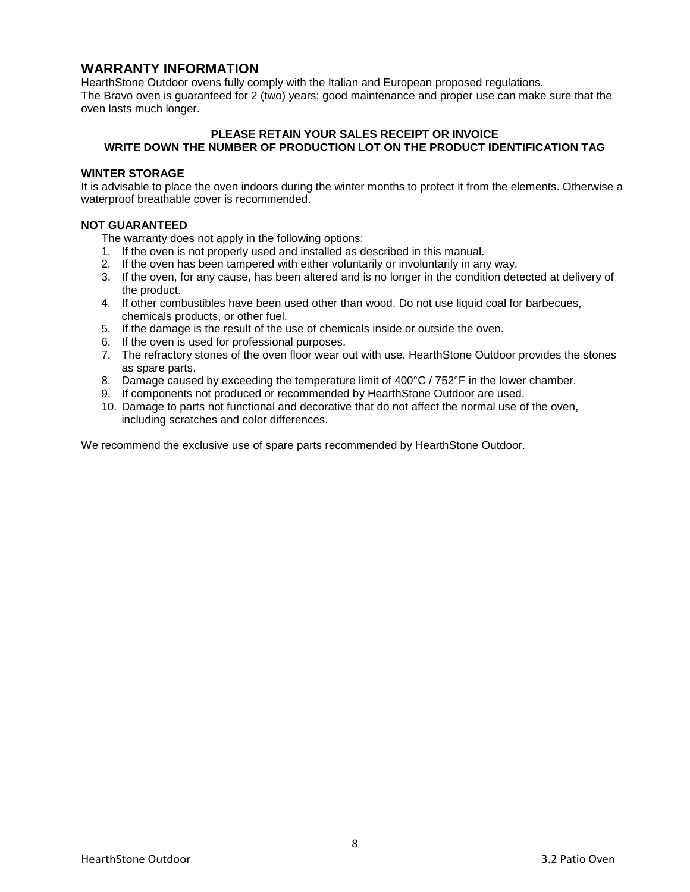## WARRANTY INFORMATION

HearthStone Outdoor ovens fully comply with the Italian and European proposed regulations.
The Bravo oven is guaranteed for 2 (two) years; good maintenance and proper use can make sure that the oven lasts much longer.

**PLEASE RETAIN YOUR SALES RECEIPT OR INVOICE**
**WRITE DOWN THE NUMBER OF PRODUCTION LOT ON THE PRODUCT IDENTIFICATION TAG**

### WINTER STORAGE

It is advisable to place the oven indoors during the winter months to protect it from the elements. Otherwise a waterproof breathable cover is recommended.

### NOT GUARANTEED

The warranty does not apply in the following options:

1. If the oven is not properly used and installed as described in this manual.
2. If the oven has been tampered with either voluntarily or involuntarily in any way.
3. If the oven, for any cause, has been altered and is no longer in the condition detected at delivery of the product.
4. If other combustibles have been used other than wood. Do not use liquid coal for barbecues, chemicals products, or other fuel.
5. If the damage is the result of the use of chemicals inside or outside the oven.
6. If the oven is used for professional purposes.
7. The refractory stones of the oven floor wear out with use. HearthStone Outdoor provides the stones as spare parts.
8. Damage caused by exceeding the temperature limit of 400°C / 752°F in the lower chamber.
9. If components not produced or recommended by HearthStone Outdoor are used.
10. Damage to parts not functional and decorative that do not affect the normal use of the oven, including scratches and color differences.

We recommend the exclusive use of spare parts recommended by HearthStone Outdoor.